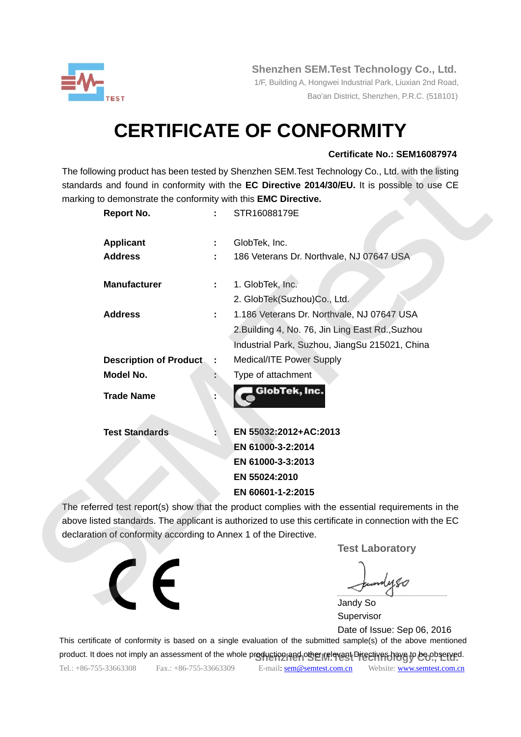Shenzhen SEM.Test Technology Co., Ltd.
1/F, Building A, Hongwei Industrial Park, Liuxian 2nd Road,
Bao'an District, Shenzhen, P.R.C. (518101)

# CERTIFICATE OF CONFORMITY

**Certificate No.: SEM16087974**

The following product has been tested by Shenzhen SEM.Test Technology Co., Ltd. with the listing standards and found in conformity with the **EC Directive 2014/30/EU.** It is possible to use CE marking to demonstrate the conformity with this **EMC Directive.**

| | | |
|---|---|---|
| **Report No.** | : | STR16088179E |
| **Applicant** | : | GlobTek, Inc. |
| **Address** | : | 186 Veterans Dr. Northvale, NJ 07647 USA |
| **Manufacturer** | : | 1. GlobTek, Inc.<br>2. GlobTek(Suzhou)Co., Ltd. |
| **Address** | : | 1.186 Veterans Dr. Northvale, NJ 07647 USA<br>2.Building 4, No. 76, Jin Ling East Rd.,Suzhou Industrial Park, Suzhou, JiangSu 215021, China |
| **Description of Product** | : | Medical/ITE Power Supply |
| **Model No.** | : | Type of attachment |
| **Trade Name** | : | GlobTek, Inc. |
| **Test Standards** | : | **EN 55032:2012+AC:2013**<br>**EN 61000-3-2:2014**<br>**EN 61000-3-3:2013**<br>**EN 55024:2010**<br>**EN 60601-1-2:2015** |

The referred test report(s) show that the product complies with the essential requirements in the above listed standards. The applicant is authorized to use this certificate in connection with the EC declaration of conformity according to Annex 1 of the Directive.

**Test Laboratory**

Jandy So
Supervisor
Date of Issue: Sep 06, 2016

This certificate of conformity is based on a single evaluation of the submitted sample(s) of the above mentioned product. It does not imply an assessment of the whole production and other relevant Directives have to be observed.

Shenzhen SEM.Test Technology Co., Ltd.

Tel.: +86-755-33663308 Fax.: +86-755-33663309 E-mail: sem@semtest.com.cn Website: www.semtest.com.cn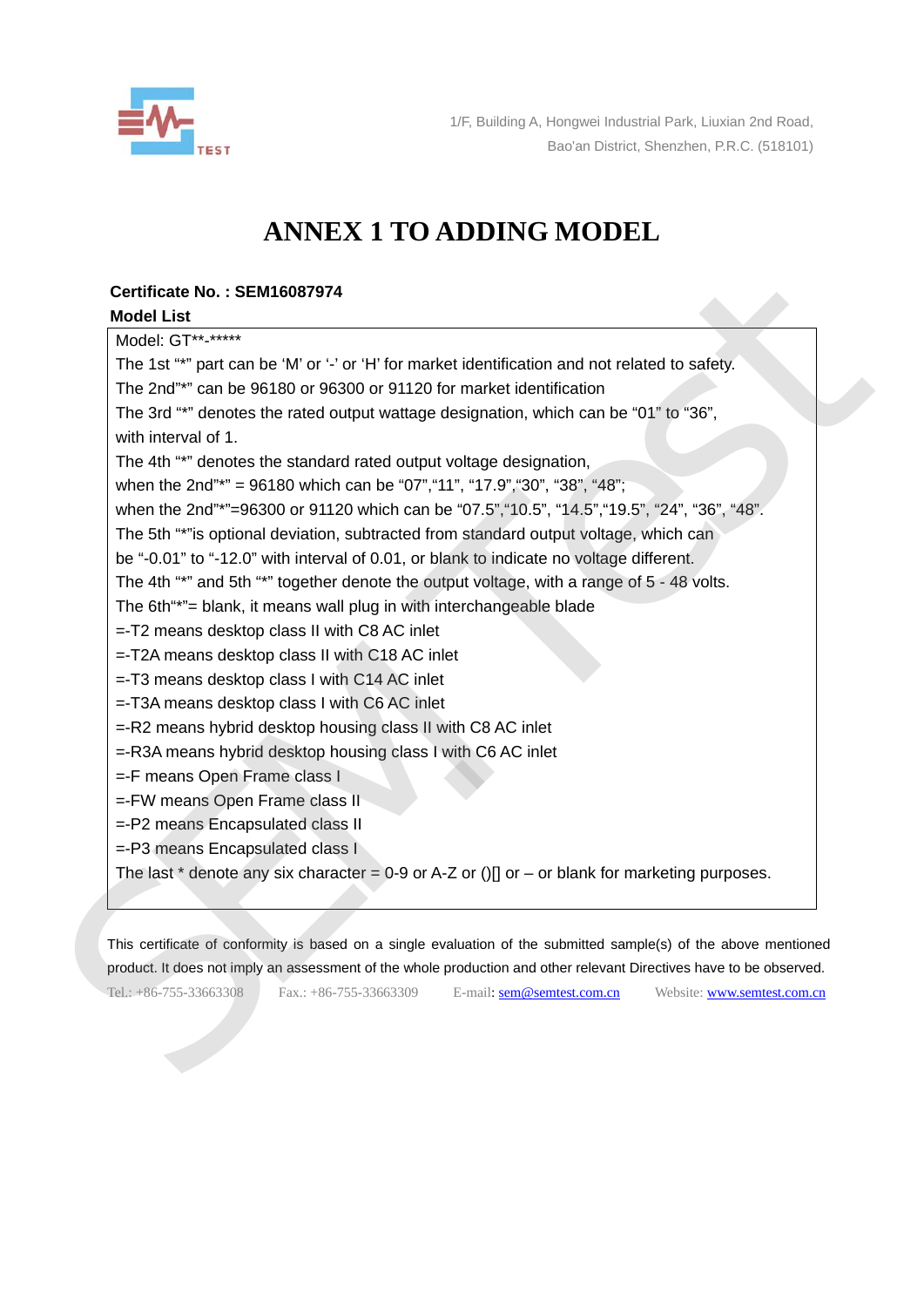1/F, Building A, Hongwei Industrial Park, Liuxian 2nd Road, Bao'an District, Shenzhen, P.R.C. (518101)

# ANNEX 1 TO ADDING MODEL

**Certificate No. : SEM16087974**

**Model List**

Model: GT**-*****

The 1st "*" part can be 'M' or '-' or 'H' for market identification and not related to safety.

The 2nd"*" can be 96180 or 96300 or 91120 for market identification

The 3rd "*" denotes the rated output wattage designation, which can be "01" to "36", with interval of 1.

The 4th "*" denotes the standard rated output voltage designation, when the 2nd"*" = 96180 which can be "07","11", "17.9","30", "38", "48"; when the 2nd"*"=96300 or 91120 which can be "07.5","10.5", "14.5","19.5", "24", "36", "48".

The 5th "*"is optional deviation, subtracted from standard output voltage, which can be "-0.01" to "-12.0" with interval of 0.01, or blank to indicate no voltage different.

The 4th "*" and 5th "*" together denote the output voltage, with a range of 5 - 48 volts.

The 6th"*"= blank, it means wall plug in with interchangeable blade

=-T2 means desktop class II with C8 AC inlet

=-T2A means desktop class II with C18 AC inlet

=-T3 means desktop class I with C14 AC inlet

=-T3A means desktop class I with C6 AC inlet

=-R2 means hybrid desktop housing class II with C8 AC inlet

=-R3A means hybrid desktop housing class I with C6 AC inlet

=-F means Open Frame class I

=-FW means Open Frame class II

=-P2 means Encapsulated class II

=-P3 means Encapsulated class I

The last * denote any six character = 0-9 or A-Z or ()[] or – or blank for marketing purposes.

This certificate of conformity is based on a single evaluation of the submitted sample(s) of the above mentioned product. It does not imply an assessment of the whole production and other relevant Directives have to be observed.

Tel.: +86-755-33663308 Fax.: +86-755-33663309 E-mail: sem@semtest.com.cn Website: www.semtest.com.cn